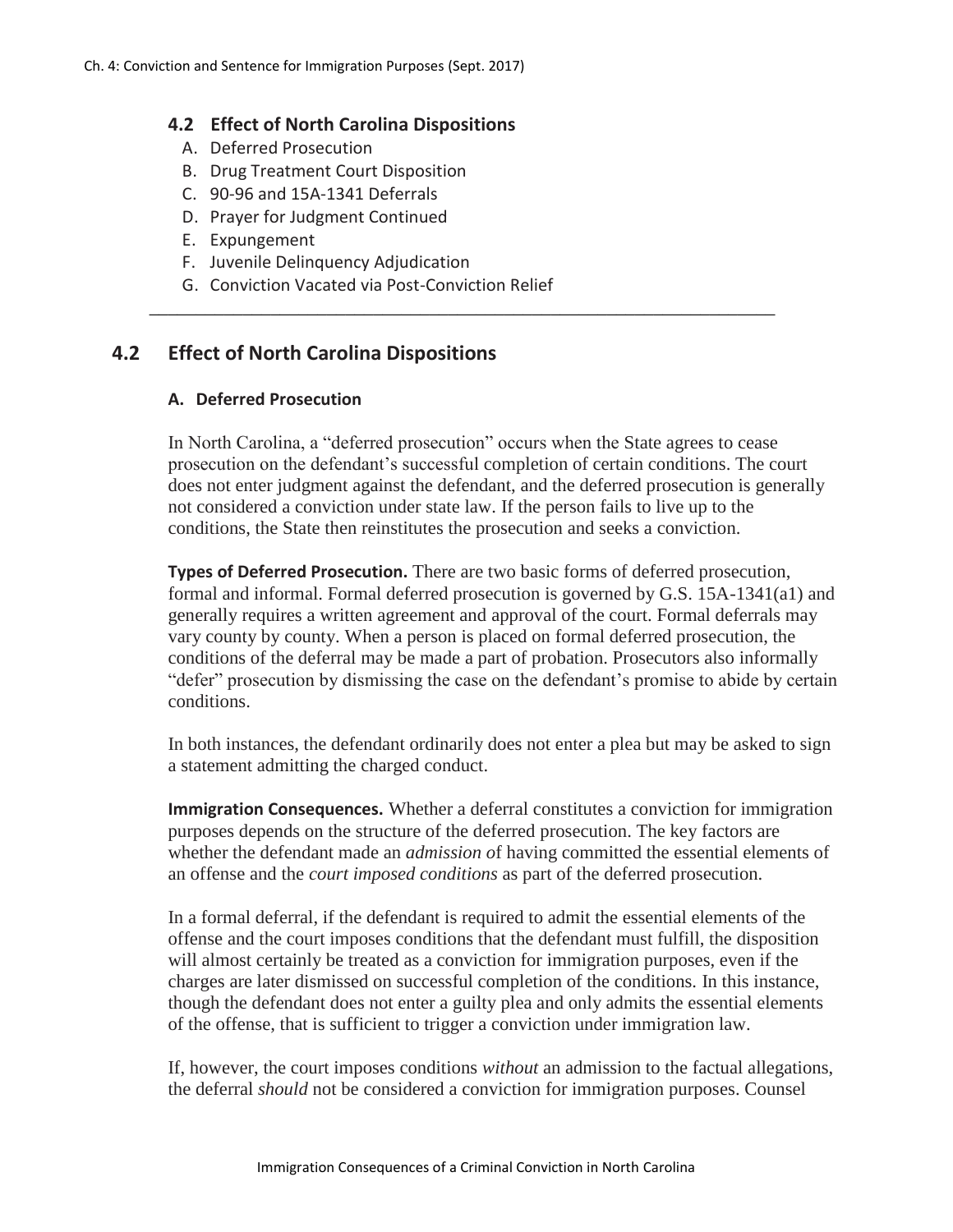## 4.2 Effect of North Carolina Dispositions

A. Deferred Prosecution
B. Drug Treatment Court Disposition
C. 90-96 and 15A-1341 Deferrals
D. Prayer for Judgment Continued
E. Expungement
F. Juvenile Delinquency Adjudication
G. Conviction Vacated via Post-Conviction Relief

---

## 4.2 Effect of North Carolina Dispositions

### A. Deferred Prosecution

In North Carolina, a "deferred prosecution" occurs when the State agrees to cease prosecution on the defendant's successful completion of certain conditions. The court does not enter judgment against the defendant, and the deferred prosecution is generally not considered a conviction under state law. If the person fails to live up to the conditions, the State then reinstitutes the prosecution and seeks a conviction.

**Types of Deferred Prosecution.** There are two basic forms of deferred prosecution, formal and informal. Formal deferred prosecution is governed by G.S. 15A-1341(a1) and generally requires a written agreement and approval of the court. Formal deferrals may vary county by county. When a person is placed on formal deferred prosecution, the conditions of the deferral may be made a part of probation. Prosecutors also informally "defer" prosecution by dismissing the case on the defendant's promise to abide by certain conditions.

In both instances, the defendant ordinarily does not enter a plea but may be asked to sign a statement admitting the charged conduct.

**Immigration Consequences.** Whether a deferral constitutes a conviction for immigration purposes depends on the structure of the deferred prosecution. The key factors are whether the defendant made an *admission o*f having committed the essential elements of an offense and the *court imposed conditions* as part of the deferred prosecution.

In a formal deferral, if the defendant is required to admit the essential elements of the offense and the court imposes conditions that the defendant must fulfill, the disposition will almost certainly be treated as a conviction for immigration purposes, even if the charges are later dismissed on successful completion of the conditions. In this instance, though the defendant does not enter a guilty plea and only admits the essential elements of the offense, that is sufficient to trigger a conviction under immigration law.

If, however, the court imposes conditions *without* an admission to the factual allegations, the deferral *should* not be considered a conviction for immigration purposes. Counsel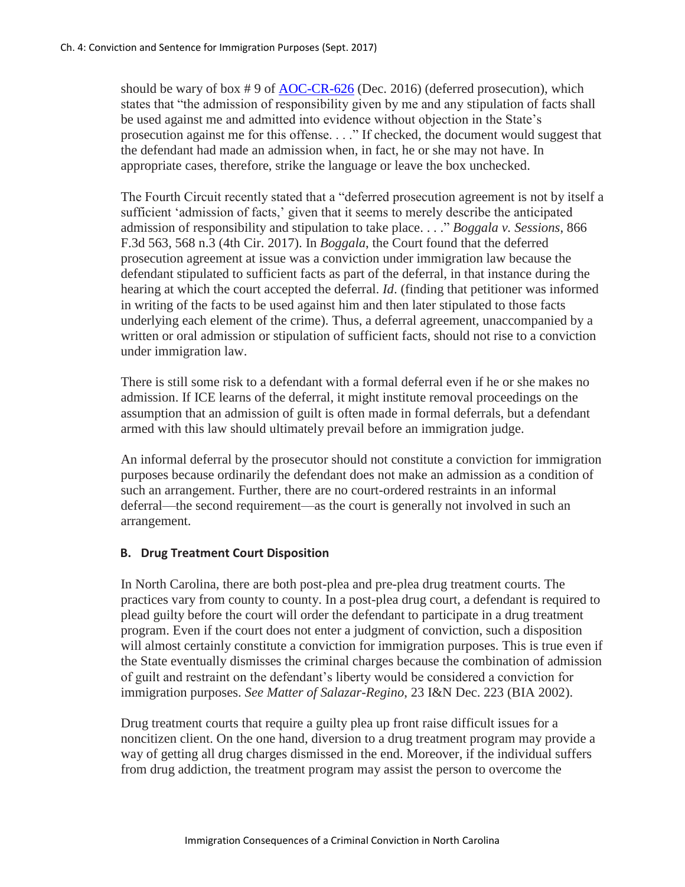should be wary of box # 9 of [AOC-CR-626](AOC-CR-626) (Dec. 2016) (deferred prosecution), which states that "the admission of responsibility given by me and any stipulation of facts shall be used against me and admitted into evidence without objection in the State's prosecution against me for this offense. . . ." If checked, the document would suggest that the defendant had made an admission when, in fact, he or she may not have. In appropriate cases, therefore, strike the language or leave the box unchecked.

The Fourth Circuit recently stated that a "deferred prosecution agreement is not by itself a sufficient 'admission of facts,' given that it seems to merely describe the anticipated admission of responsibility and stipulation to take place. . . ." *Boggala v. Sessions*, 866 F.3d 563, 568 n.3 (4th Cir. 2017). In *Boggala*, the Court found that the deferred prosecution agreement at issue was a conviction under immigration law because the defendant stipulated to sufficient facts as part of the deferral, in that instance during the hearing at which the court accepted the deferral. *Id*. (finding that petitioner was informed in writing of the facts to be used against him and then later stipulated to those facts underlying each element of the crime). Thus, a deferral agreement, unaccompanied by a written or oral admission or stipulation of sufficient facts, should not rise to a conviction under immigration law.

There is still some risk to a defendant with a formal deferral even if he or she makes no admission. If ICE learns of the deferral, it might institute removal proceedings on the assumption that an admission of guilt is often made in formal deferrals, but a defendant armed with this law should ultimately prevail before an immigration judge.

An informal deferral by the prosecutor should not constitute a conviction for immigration purposes because ordinarily the defendant does not make an admission as a condition of such an arrangement. Further, there are no court-ordered restraints in an informal deferral—the second requirement—as the court is generally not involved in such an arrangement.

### B. Drug Treatment Court Disposition

In North Carolina, there are both post-plea and pre-plea drug treatment courts. The practices vary from county to county. In a post-plea drug court, a defendant is required to plead guilty before the court will order the defendant to participate in a drug treatment program. Even if the court does not enter a judgment of conviction, such a disposition will almost certainly constitute a conviction for immigration purposes. This is true even if the State eventually dismisses the criminal charges because the combination of admission of guilt and restraint on the defendant's liberty would be considered a conviction for immigration purposes. *See Matter of Salazar-Regino*, 23 I&N Dec. 223 (BIA 2002).

Drug treatment courts that require a guilty plea up front raise difficult issues for a noncitizen client. On the one hand, diversion to a drug treatment program may provide a way of getting all drug charges dismissed in the end. Moreover, if the individual suffers from drug addiction, the treatment program may assist the person to overcome the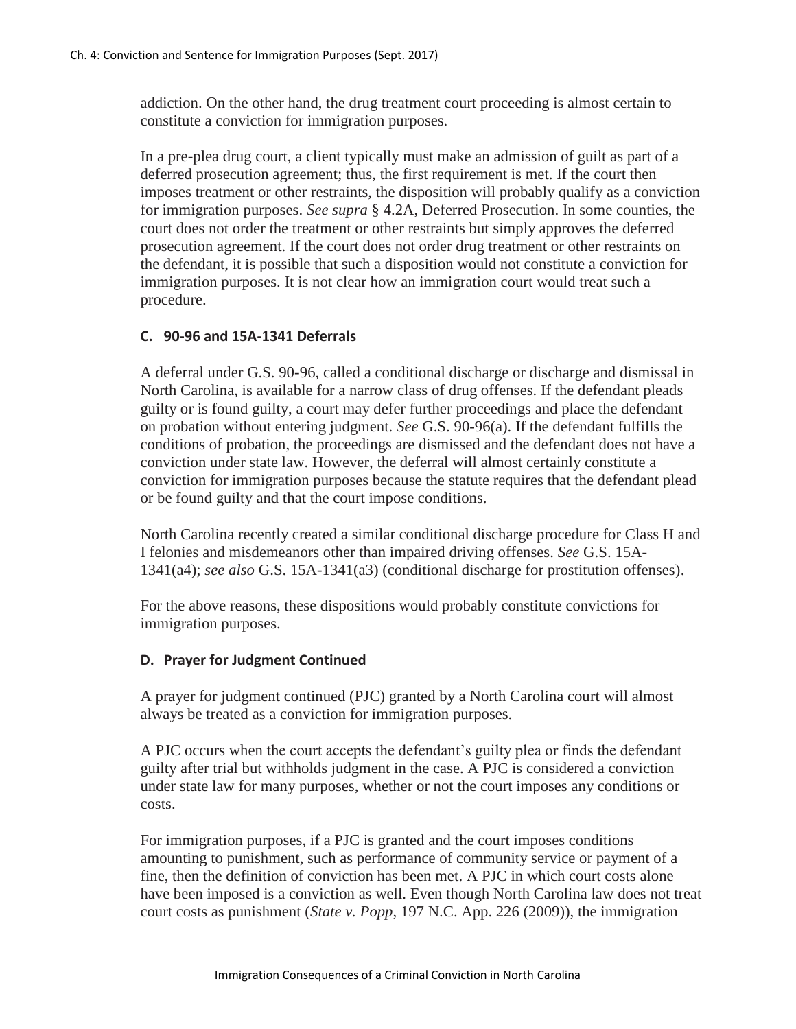addiction. On the other hand, the drug treatment court proceeding is almost certain to constitute a conviction for immigration purposes.

In a pre-plea drug court, a client typically must make an admission of guilt as part of a deferred prosecution agreement; thus, the first requirement is met. If the court then imposes treatment or other restraints, the disposition will probably qualify as a conviction for immigration purposes. *See supra* § 4.2A, Deferred Prosecution. In some counties, the court does not order the treatment or other restraints but simply approves the deferred prosecution agreement. If the court does not order drug treatment or other restraints on the defendant, it is possible that such a disposition would not constitute a conviction for immigration purposes. It is not clear how an immigration court would treat such a procedure.

### C. 90-96 and 15A-1341 Deferrals

A deferral under G.S. 90-96, called a conditional discharge or discharge and dismissal in North Carolina, is available for a narrow class of drug offenses. If the defendant pleads guilty or is found guilty, a court may defer further proceedings and place the defendant on probation without entering judgment. *See* G.S. 90-96(a). If the defendant fulfills the conditions of probation, the proceedings are dismissed and the defendant does not have a conviction under state law. However, the deferral will almost certainly constitute a conviction for immigration purposes because the statute requires that the defendant plead or be found guilty and that the court impose conditions.

North Carolina recently created a similar conditional discharge procedure for Class H and I felonies and misdemeanors other than impaired driving offenses. *See* G.S. 15A-1341(a4); *see also* G.S. 15A-1341(a3) (conditional discharge for prostitution offenses).

For the above reasons, these dispositions would probably constitute convictions for immigration purposes.

### D. Prayer for Judgment Continued

A prayer for judgment continued (PJC) granted by a North Carolina court will almost always be treated as a conviction for immigration purposes.

A PJC occurs when the court accepts the defendant's guilty plea or finds the defendant guilty after trial but withholds judgment in the case. A PJC is considered a conviction under state law for many purposes, whether or not the court imposes any conditions or costs.

For immigration purposes, if a PJC is granted and the court imposes conditions amounting to punishment, such as performance of community service or payment of a fine, then the definition of conviction has been met. A PJC in which court costs alone have been imposed is a conviction as well. Even though North Carolina law does not treat court costs as punishment (*State v. Popp*, 197 N.C. App. 226 (2009)), the immigration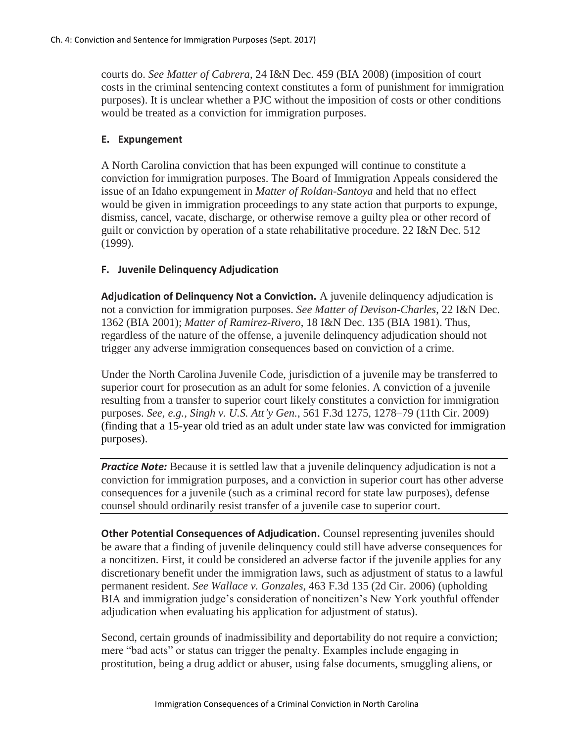courts do. *See Matter of Cabrera*, 24 I&N Dec. 459 (BIA 2008) (imposition of court costs in the criminal sentencing context constitutes a form of punishment for immigration purposes). It is unclear whether a PJC without the imposition of costs or other conditions would be treated as a conviction for immigration purposes.

### E. Expungement

A North Carolina conviction that has been expunged will continue to constitute a conviction for immigration purposes. The Board of Immigration Appeals considered the issue of an Idaho expungement in *Matter of Roldan-Santoya* and held that no effect would be given in immigration proceedings to any state action that purports to expunge, dismiss, cancel, vacate, discharge, or otherwise remove a guilty plea or other record of guilt or conviction by operation of a state rehabilitative procedure. 22 I&N Dec. 512 (1999).

### F. Juvenile Delinquency Adjudication

**Adjudication of Delinquency Not a Conviction.** A juvenile delinquency adjudication is not a conviction for immigration purposes. *See Matter of Devison-Charles*, 22 I&N Dec. 1362 (BIA 2001); *Matter of Ramirez-Rivero*, 18 I&N Dec. 135 (BIA 1981). Thus, regardless of the nature of the offense, a juvenile delinquency adjudication should not trigger any adverse immigration consequences based on conviction of a crime.

Under the North Carolina Juvenile Code, jurisdiction of a juvenile may be transferred to superior court for prosecution as an adult for some felonies. A conviction of a juvenile resulting from a transfer to superior court likely constitutes a conviction for immigration purposes. *See, e.g., Singh v. U.S. Att'y Gen.*, 561 F.3d 1275, 1278–79 (11th Cir. 2009) (finding that a 15-year old tried as an adult under state law was convicted for immigration purposes).

***Practice Note:*** Because it is settled law that a juvenile delinquency adjudication is not a conviction for immigration purposes, and a conviction in superior court has other adverse consequences for a juvenile (such as a criminal record for state law purposes), defense counsel should ordinarily resist transfer of a juvenile case to superior court.

**Other Potential Consequences of Adjudication.** Counsel representing juveniles should be aware that a finding of juvenile delinquency could still have adverse consequences for a noncitizen. First, it could be considered an adverse factor if the juvenile applies for any discretionary benefit under the immigration laws, such as adjustment of status to a lawful permanent resident. *See Wallace v. Gonzales*, 463 F.3d 135 (2d Cir. 2006) (upholding BIA and immigration judge's consideration of noncitizen's New York youthful offender adjudication when evaluating his application for adjustment of status).

Second, certain grounds of inadmissibility and deportability do not require a conviction; mere "bad acts" or status can trigger the penalty. Examples include engaging in prostitution, being a drug addict or abuser, using false documents, smuggling aliens, or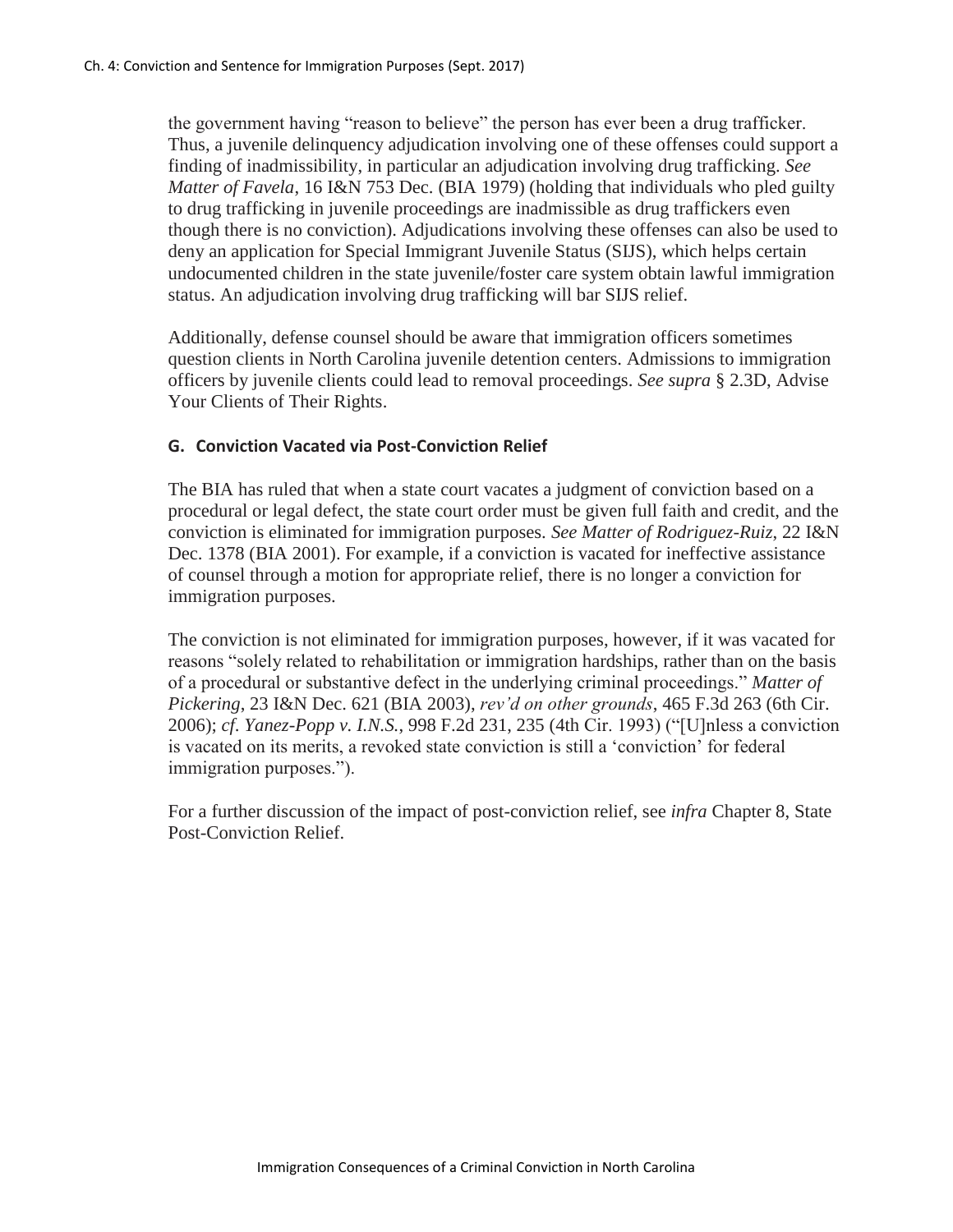the government having "reason to believe" the person has ever been a drug trafficker. Thus, a juvenile delinquency adjudication involving one of these offenses could support a finding of inadmissibility, in particular an adjudication involving drug trafficking. *See Matter of Favela*, 16 I&N 753 Dec. (BIA 1979) (holding that individuals who pled guilty to drug trafficking in juvenile proceedings are inadmissible as drug traffickers even though there is no conviction). Adjudications involving these offenses can also be used to deny an application for Special Immigrant Juvenile Status (SIJS), which helps certain undocumented children in the state juvenile/foster care system obtain lawful immigration status. An adjudication involving drug trafficking will bar SIJS relief.

Additionally, defense counsel should be aware that immigration officers sometimes question clients in North Carolina juvenile detention centers. Admissions to immigration officers by juvenile clients could lead to removal proceedings. *See supra* § 2.3D, Advise Your Clients of Their Rights.

### G. Conviction Vacated via Post-Conviction Relief

The BIA has ruled that when a state court vacates a judgment of conviction based on a procedural or legal defect, the state court order must be given full faith and credit, and the conviction is eliminated for immigration purposes. *See Matter of Rodriguez-Ruiz*, 22 I&N Dec. 1378 (BIA 2001). For example, if a conviction is vacated for ineffective assistance of counsel through a motion for appropriate relief, there is no longer a conviction for immigration purposes.

The conviction is not eliminated for immigration purposes, however, if it was vacated for reasons "solely related to rehabilitation or immigration hardships, rather than on the basis of a procedural or substantive defect in the underlying criminal proceedings." *Matter of Pickering*, 23 I&N Dec. 621 (BIA 2003), *rev'd on other grounds*, 465 F.3d 263 (6th Cir. 2006); *cf. Yanez-Popp v. I.N.S.*, 998 F.2d 231, 235 (4th Cir. 1993) ("[U]nless a conviction is vacated on its merits, a revoked state conviction is still a 'conviction' for federal immigration purposes.").

For a further discussion of the impact of post-conviction relief, see *infra* Chapter 8, State Post-Conviction Relief.